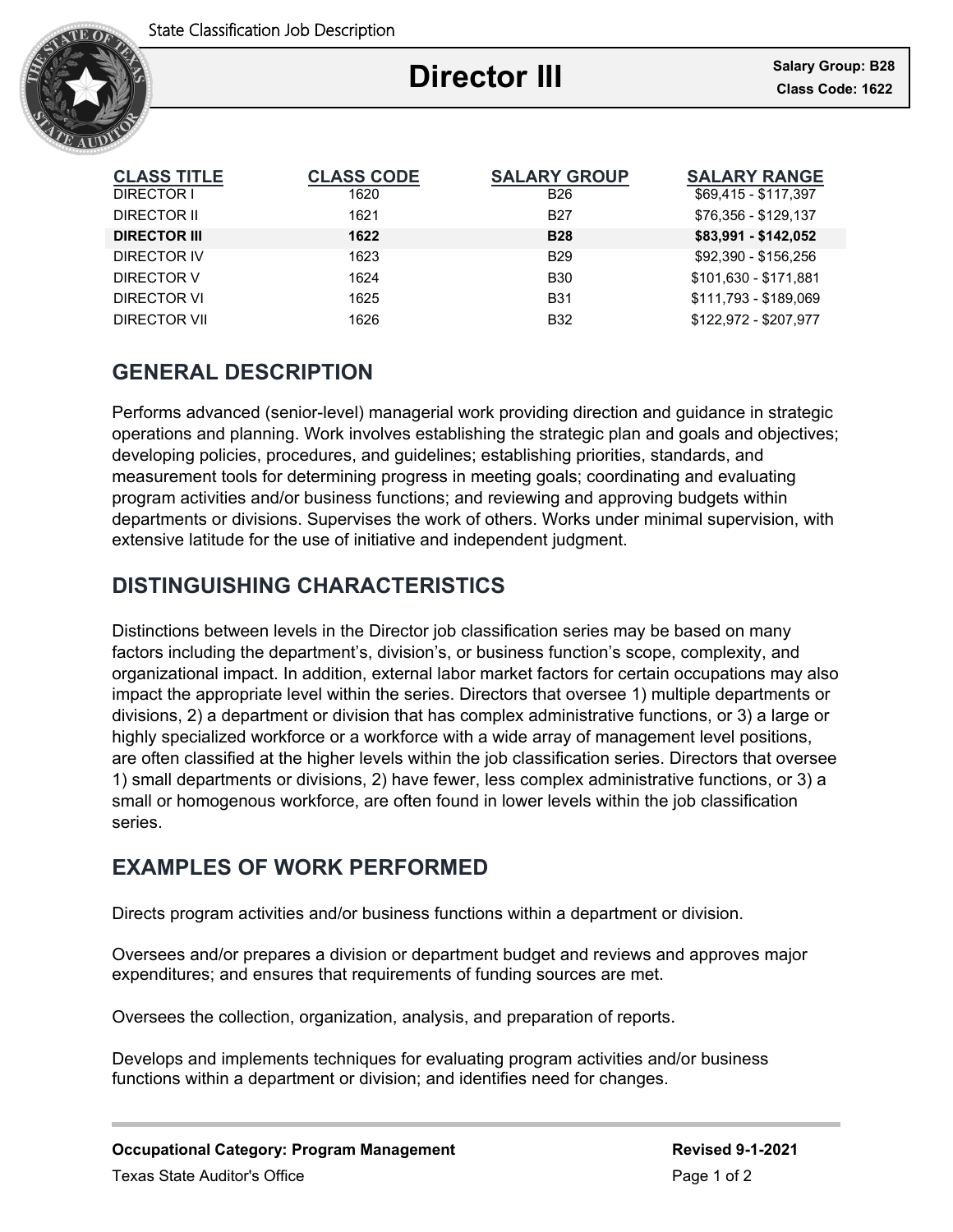State Classification Job Description

# Director III

**Salary Group: B28**
**Class Code: 1622**

| CLASS TITLE | CLASS CODE | SALARY GROUP | SALARY RANGE |
|---|---|---|---|
| DIRECTOR I | 1620 | B26 | $69,415 - $117,397 |
| DIRECTOR II | 1621 | B27 | $76,356 - $129,137 |
| **DIRECTOR III** | **1622** | **B28** | **$83,991 - $142,052** |
| DIRECTOR IV | 1623 | B29 | $92,390 - $156,256 |
| DIRECTOR V | 1624 | B30 | $101,630 - $171,881 |
| DIRECTOR VI | 1625 | B31 | $111,793 - $189,069 |
| DIRECTOR VII | 1626 | B32 | $122,972 - $207,977 |

## GENERAL DESCRIPTION

Performs advanced (senior-level) managerial work providing direction and guidance in strategic operations and planning. Work involves establishing the strategic plan and goals and objectives; developing policies, procedures, and guidelines; establishing priorities, standards, and measurement tools for determining progress in meeting goals; coordinating and evaluating program activities and/or business functions; and reviewing and approving budgets within departments or divisions. Supervises the work of others. Works under minimal supervision, with extensive latitude for the use of initiative and independent judgment.

## DISTINGUISHING CHARACTERISTICS

Distinctions between levels in the Director job classification series may be based on many factors including the department's, division's, or business function's scope, complexity, and organizational impact. In addition, external labor market factors for certain occupations may also impact the appropriate level within the series. Directors that oversee 1) multiple departments or divisions, 2) a department or division that has complex administrative functions, or 3) a large or highly specialized workforce or a workforce with a wide array of management level positions, are often classified at the higher levels within the job classification series. Directors that oversee 1) small departments or divisions, 2) have fewer, less complex administrative functions, or 3) a small or homogenous workforce, are often found in lower levels within the job classification series.

## EXAMPLES OF WORK PERFORMED

Directs program activities and/or business functions within a department or division.

Oversees and/or prepares a division or department budget and reviews and approves major expenditures; and ensures that requirements of funding sources are met.

Oversees the collection, organization, analysis, and preparation of reports.

Develops and implements techniques for evaluating program activities and/or business functions within a department or division; and identifies need for changes.

**Occupational Category: Program Management**

**Revised 9-1-2021**

Texas State Auditor's Office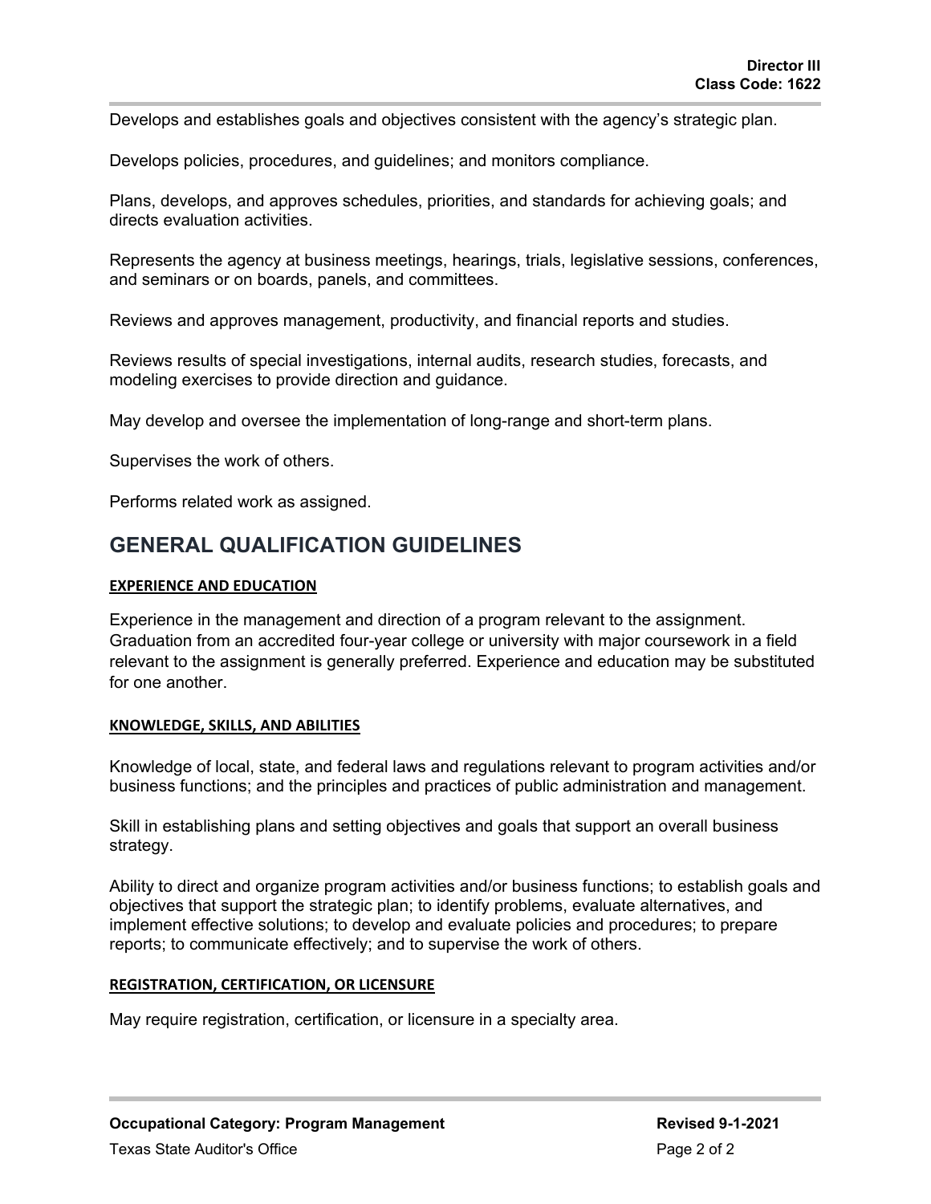Develops and establishes goals and objectives consistent with the agency's strategic plan.

Develops policies, procedures, and guidelines; and monitors compliance.

Plans, develops, and approves schedules, priorities, and standards for achieving goals; and directs evaluation activities.

Represents the agency at business meetings, hearings, trials, legislative sessions, conferences, and seminars or on boards, panels, and committees.

Reviews and approves management, productivity, and financial reports and studies.

Reviews results of special investigations, internal audits, research studies, forecasts, and modeling exercises to provide direction and guidance.

May develop and oversee the implementation of long-range and short-term plans.

Supervises the work of others.

Performs related work as assigned.

## GENERAL QUALIFICATION GUIDELINES

### EXPERIENCE AND EDUCATION

Experience in the management and direction of a program relevant to the assignment. Graduation from an accredited four-year college or university with major coursework in a field relevant to the assignment is generally preferred. Experience and education may be substituted for one another.

### KNOWLEDGE, SKILLS, AND ABILITIES

Knowledge of local, state, and federal laws and regulations relevant to program activities and/or business functions; and the principles and practices of public administration and management.

Skill in establishing plans and setting objectives and goals that support an overall business strategy.

Ability to direct and organize program activities and/or business functions; to establish goals and objectives that support the strategic plan; to identify problems, evaluate alternatives, and implement effective solutions; to develop and evaluate policies and procedures; to prepare reports; to communicate effectively; and to supervise the work of others.

### REGISTRATION, CERTIFICATION, OR LICENSURE

May require registration, certification, or licensure in a specialty area.